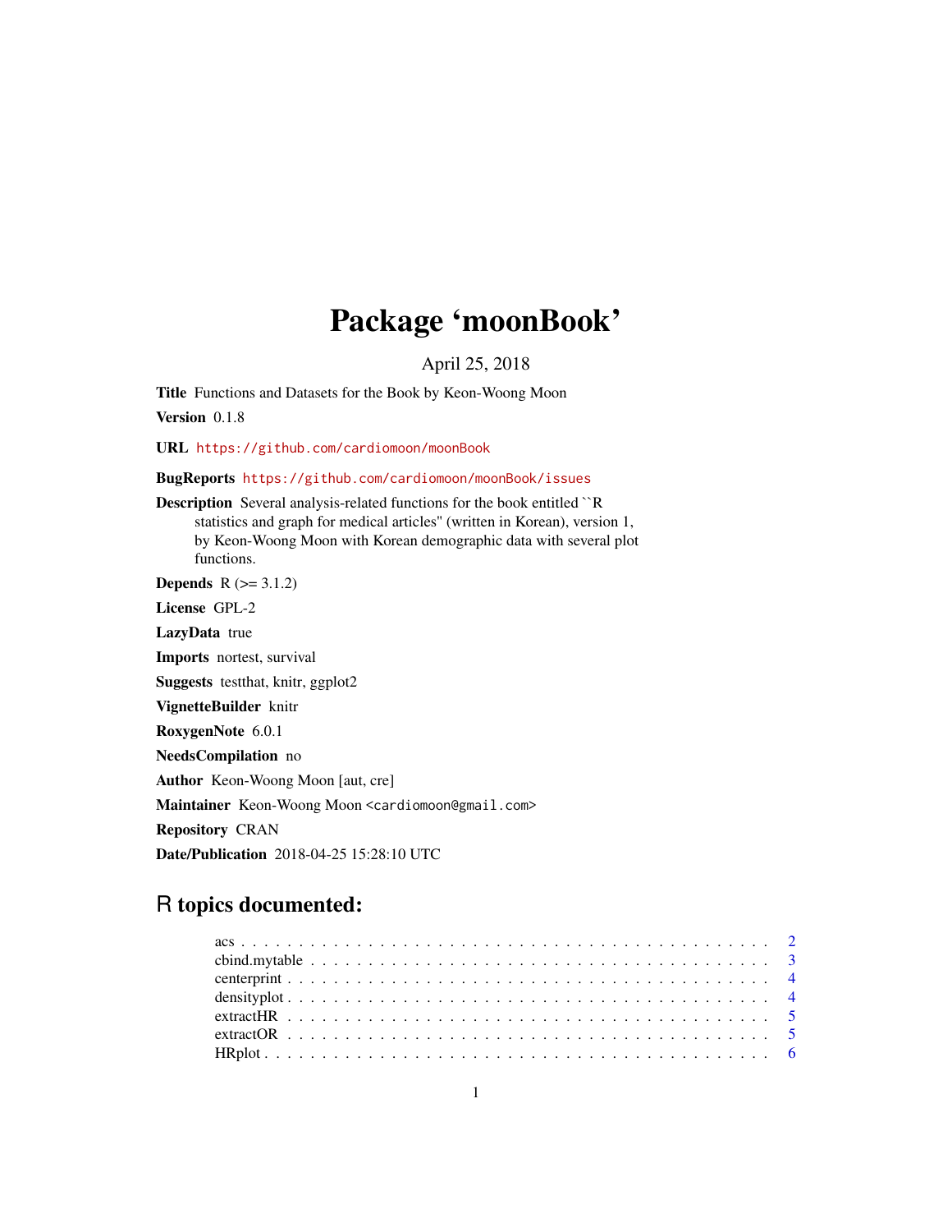# Package 'moonBook'

April 25, 2018

**Title** Functions and Datasets for the Book by Keon-Woong Moon

**Version** 0.1.8

**URL** https://github.com/cardiomoon/moonBook

**BugReports** https://github.com/cardiomoon/moonBook/issues

**Description** Several analysis-related functions for the book entitled ``R statistics and graph for medical articles'' (written in Korean), version 1, by Keon-Woong Moon with Korean demographic data with several plot functions.

**Depends** R (>= 3.1.2)

**License** GPL-2

**LazyData** true

**Imports** nortest, survival

**Suggests** testthat, knitr, ggplot2

**VignetteBuilder** knitr

**RoxygenNote** 6.0.1

**NeedsCompilation** no

**Author** Keon-Woong Moon [aut, cre]

**Maintainer** Keon-Woong Moon <cardiomoon@gmail.com>

**Repository** CRAN

**Date/Publication** 2018-04-25 15:28:10 UTC

## R topics documented:

acs . . . . . . . . . . . . . . . . . . . . . . . . . . . . . . . . . . . . . . . . . . . . . 2
cbind.mytable . . . . . . . . . . . . . . . . . . . . . . . . . . . . . . . . . . . . . . . 3
centerprint . . . . . . . . . . . . . . . . . . . . . . . . . . . . . . . . . . . . . . . . . 4
densityplot . . . . . . . . . . . . . . . . . . . . . . . . . . . . . . . . . . . . . . . . . 4
extractHR . . . . . . . . . . . . . . . . . . . . . . . . . . . . . . . . . . . . . . . . . 5
extractOR . . . . . . . . . . . . . . . . . . . . . . . . . . . . . . . . . . . . . . . . . 5
HRplot . . . . . . . . . . . . . . . . . . . . . . . . . . . . . . . . . . . . . . . . . . . 6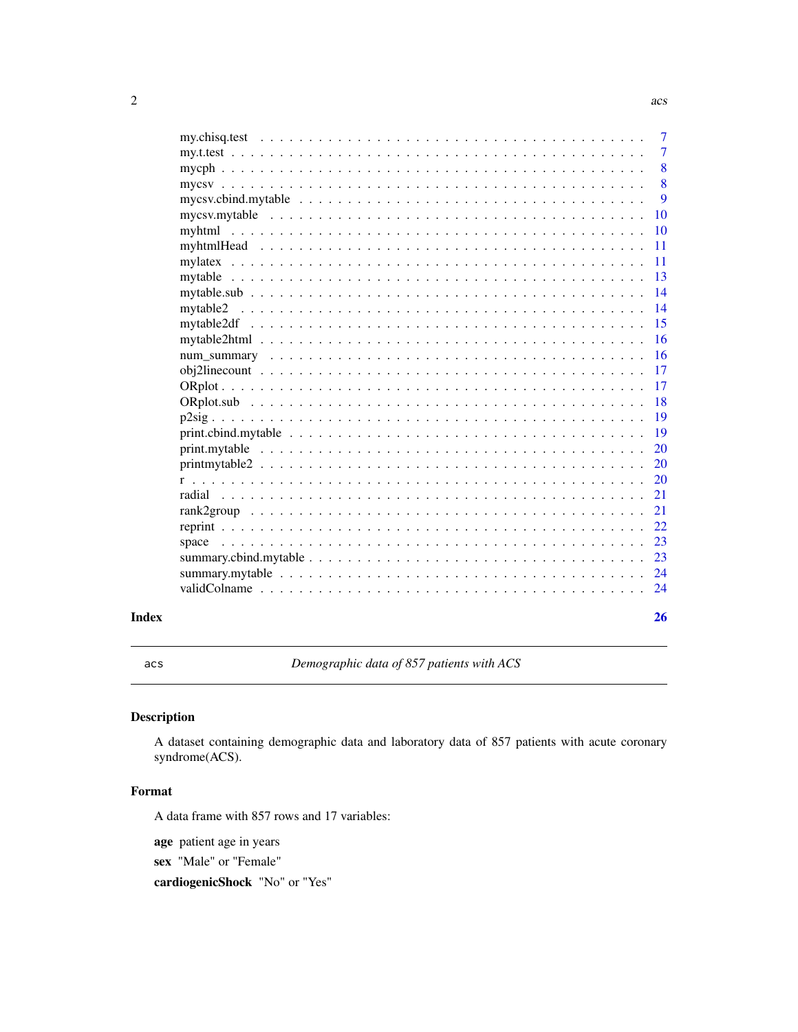| | |
|---|---|
| my.chisq.test | 7 |
| my.t.test | 7 |
| mycph | 8 |
| mycsv | 8 |
| mycsv.cbind.mytable | 9 |
| mycsv.mytable | 10 |
| myhtml | 10 |
| myhtmlHead | 11 |
| mylatex | 11 |
| mytable | 13 |
| mytable.sub | 14 |
| mytable2 | 14 |
| mytable2df | 15 |
| mytable2html | 16 |
| num_summary | 16 |
| obj2linecount | 17 |
| ORplot | 17 |
| ORplot.sub | 18 |
| p2sig | 19 |
| print.cbind.mytable | 19 |
| print.mytable | 20 |
| printmytable2 | 20 |
| r | 20 |
| radial | 21 |
| rank2group | 21 |
| reprint | 22 |
| space | 23 |
| summary.cbind.mytable | 23 |
| summary.mytable | 24 |
| validColname | 24 |

**Index** **26**

---

`acs` *Demographic data of 857 patients with ACS*

---

## Description

A dataset containing demographic data and laboratory data of 857 patients with acute coronary syndrome(ACS).

## Format

A data frame with 857 rows and 17 variables:

**age** patient age in years

**sex** "Male" or "Female"

**cardiogenicShock** "No" or "Yes"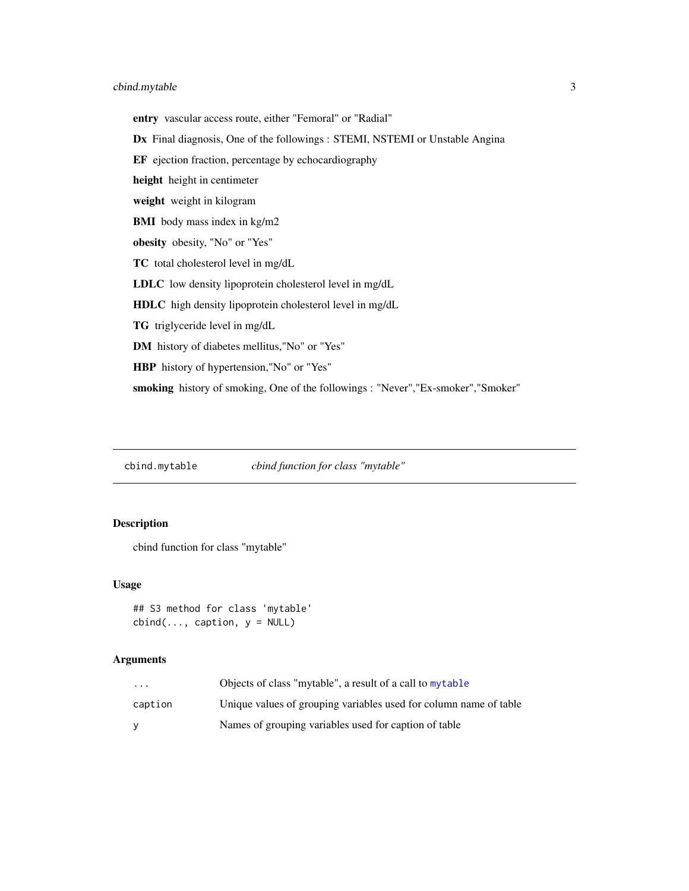**entry** vascular access route, either "Femoral" or "Radial"

**Dx** Final diagnosis, One of the followings : STEMI, NSTEMI or Unstable Angina

**EF** ejection fraction, percentage by echocardiography

**height** height in centimeter

**weight** weight in kilogram

**BMI** body mass index in kg/m2

**obesity** obesity, "No" or "Yes"

**TC** total cholesterol level in mg/dL

**LDLC** low density lipoprotein cholesterol level in mg/dL

**HDLC** high density lipoprotein cholesterol level in mg/dL

**TG** triglyceride level in mg/dL

**DM** history of diabetes mellitus,"No" or "Yes"

**HBP** history of hypertension,"No" or "Yes"

**smoking** history of smoking, One of the followings : "Never","Ex-smoker","Smoker"

---

## `cbind.mytable` *cbind function for class "mytable"*

---

### Description

cbind function for class "mytable"

### Usage

```
## S3 method for class 'mytable'
cbind(..., caption, y = NULL)
```

### Arguments

| | |
|---|---|
| `...` | Objects of class "mytable", a result of a call to `mytable` |
| `caption` | Unique values of grouping variables used for column name of table |
| `y` | Names of grouping variables used for caption of table |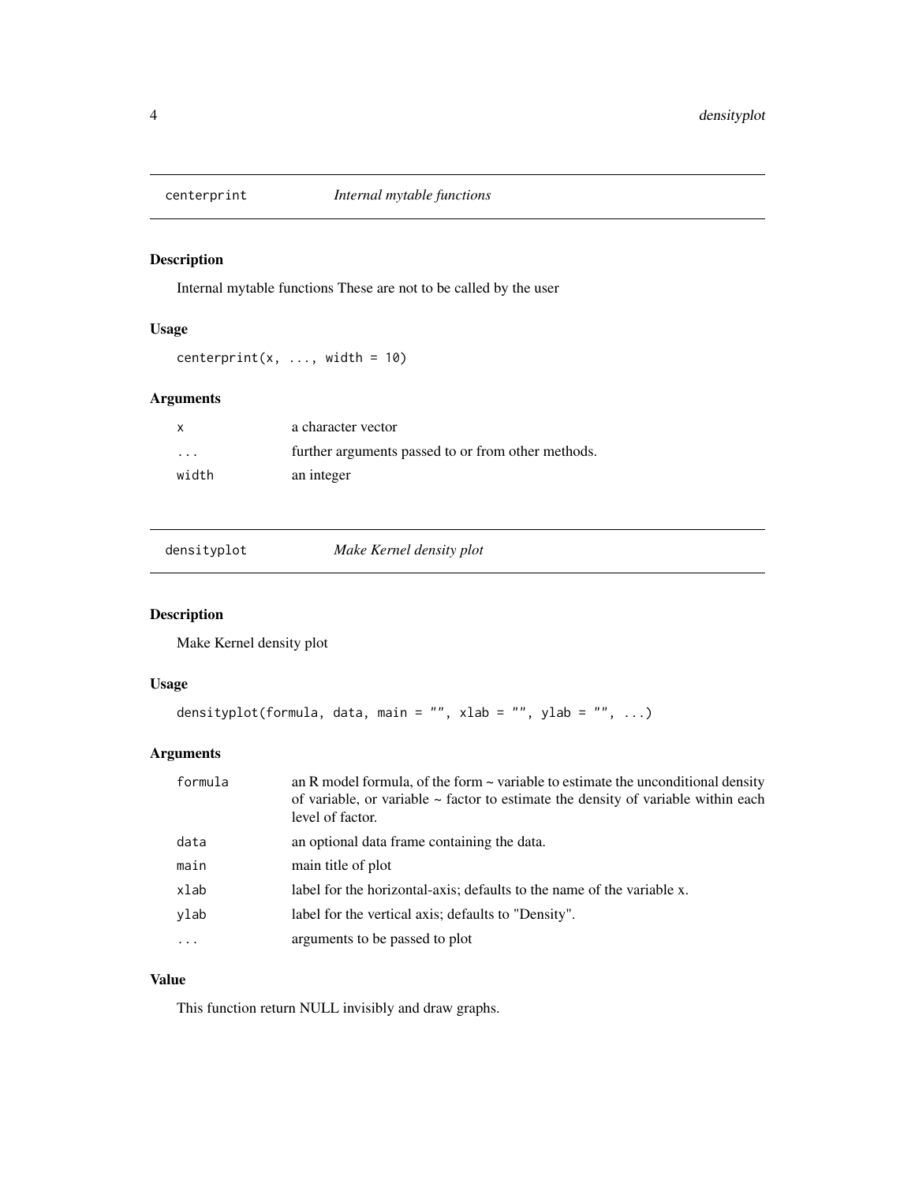## centerprint — *Internal mytable functions*

### Description

Internal mytable functions These are not to be called by the user

### Usage

```
centerprint(x, ..., width = 10)
```

### Arguments

| | |
|---|---|
| x | a character vector |
| ... | further arguments passed to or from other methods. |
| width | an integer |

## densityplot — *Make Kernel density plot*

### Description

Make Kernel density plot

### Usage

```
densityplot(formula, data, main = "", xlab = "", ylab = "", ...)
```

### Arguments

| | |
|---|---|
| formula | an R model formula, of the form ~ variable to estimate the unconditional density of variable, or variable ~ factor to estimate the density of variable within each level of factor. |
| data | an optional data frame containing the data. |
| main | main title of plot |
| xlab | label for the horizontal-axis; defaults to the name of the variable x. |
| ylab | label for the vertical axis; defaults to "Density". |
| ... | arguments to be passed to plot |

### Value

This function return NULL invisibly and draw graphs.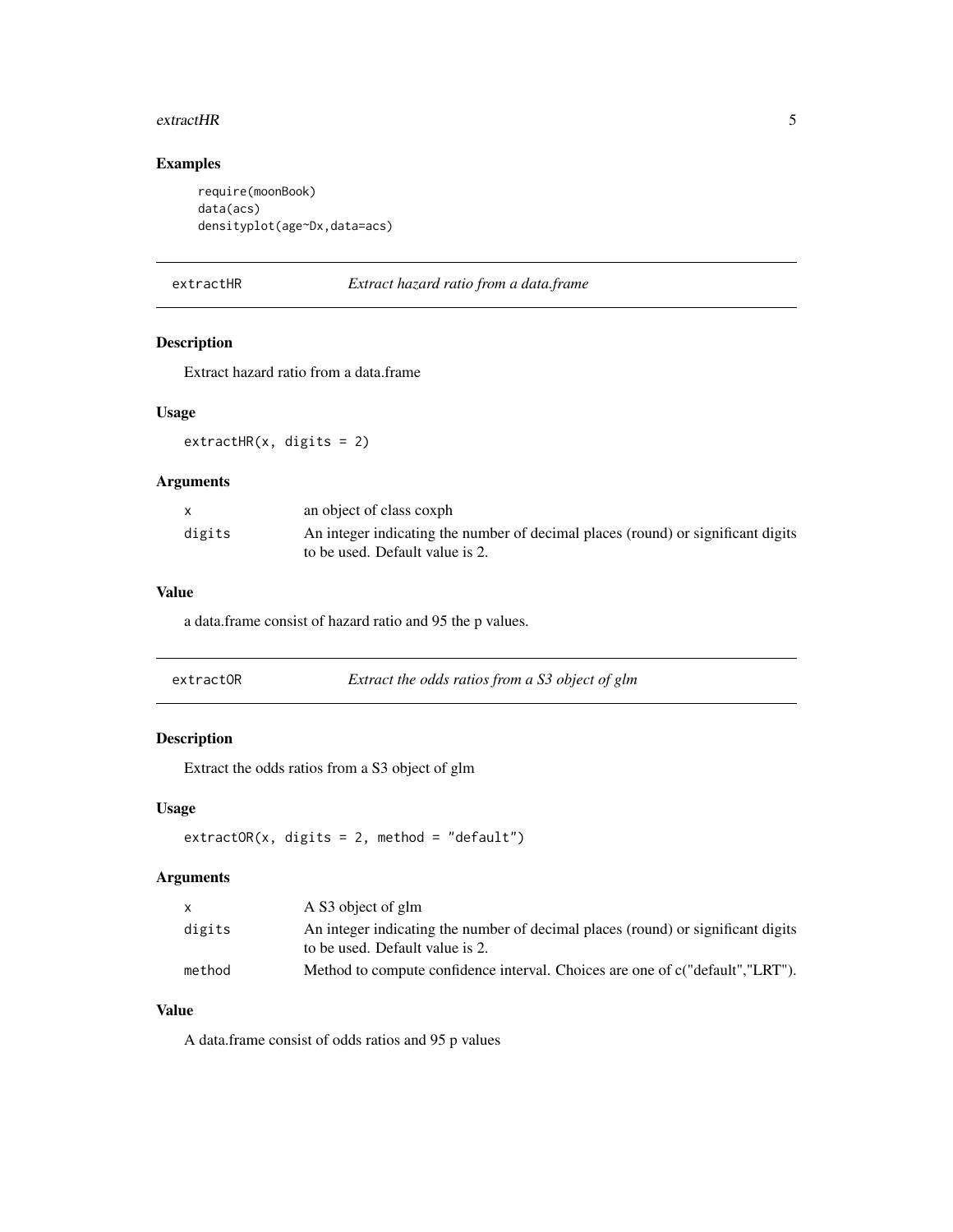## Examples

```
require(moonBook)
data(acs)
densityplot(age~Dx,data=acs)
```

---

# extractHR — *Extract hazard ratio from a data.frame*

## Description

Extract hazard ratio from a data.frame

## Usage

```
extractHR(x, digits = 2)
```

## Arguments

| | |
|---|---|
| x | an object of class coxph |
| digits | An integer indicating the number of decimal places (round) or significant digits to be used. Default value is 2. |

## Value

a data.frame consist of hazard ratio and 95 the p values.

---

# extractOR — *Extract the odds ratios from a S3 object of glm*

## Description

Extract the odds ratios from a S3 object of glm

## Usage

```
extractOR(x, digits = 2, method = "default")
```

## Arguments

| | |
|---|---|
| x | A S3 object of glm |
| digits | An integer indicating the number of decimal places (round) or significant digits to be used. Default value is 2. |
| method | Method to compute confidence interval. Choices are one of c("default","LRT"). |

## Value

A data.frame consist of odds ratios and 95 p values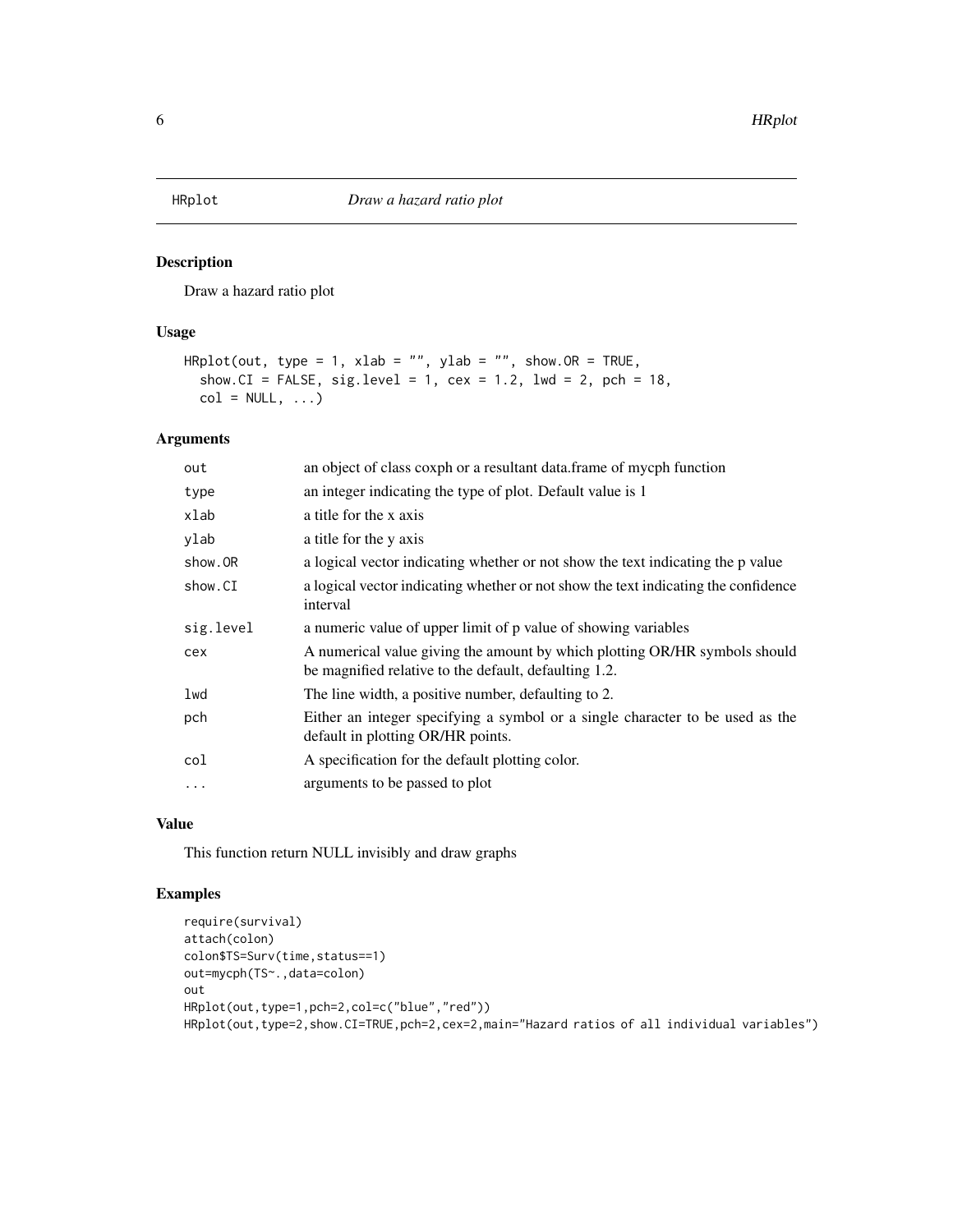## HRplot — *Draw a hazard ratio plot*

### Description

Draw a hazard ratio plot

### Usage

```
HRplot(out, type = 1, xlab = "", ylab = "", show.OR = TRUE,
  show.CI = FALSE, sig.level = 1, cex = 1.2, lwd = 2, pch = 18,
  col = NULL, ...)
```

### Arguments

| | |
|---|---|
| `out` | an object of class coxph or a resultant data.frame of mycph function |
| `type` | an integer indicating the type of plot. Default value is 1 |
| `xlab` | a title for the x axis |
| `ylab` | a title for the y axis |
| `show.OR` | a logical vector indicating whether or not show the text indicating the p value |
| `show.CI` | a logical vector indicating whether or not show the text indicating the confidence interval |
| `sig.level` | a numeric value of upper limit of p value of showing variables |
| `cex` | A numerical value giving the amount by which plotting OR/HR symbols should be magnified relative to the default, defaulting 1.2. |
| `lwd` | The line width, a positive number, defaulting to 2. |
| `pch` | Either an integer specifying a symbol or a single character to be used as the default in plotting OR/HR points. |
| `col` | A specification for the default plotting color. |
| `...` | arguments to be passed to plot |

### Value

This function return NULL invisibly and draw graphs

### Examples

```
require(survival)
attach(colon)
colon$TS=Surv(time,status==1)
out=mycph(TS~.,data=colon)
out
HRplot(out,type=1,pch=2,col=c("blue","red"))
HRplot(out,type=2,show.CI=TRUE,pch=2,cex=2,main="Hazard ratios of all individual variables")
```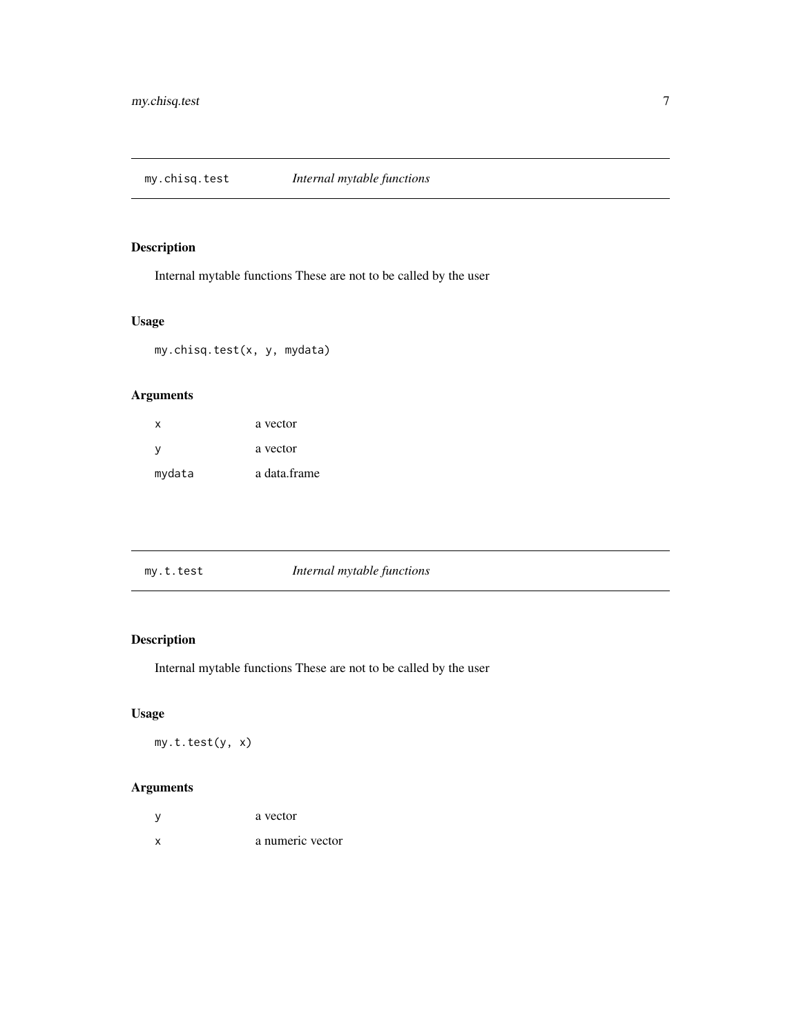## my.chisq.test — *Internal mytable functions*

### Description

Internal mytable functions These are not to be called by the user

### Usage

```
my.chisq.test(x, y, mydata)
```

### Arguments

| | |
|---|---|
| x | a vector |
| y | a vector |
| mydata | a data.frame |

## my.t.test — *Internal mytable functions*

### Description

Internal mytable functions These are not to be called by the user

### Usage

```
my.t.test(y, x)
```

### Arguments

| | |
|---|---|
| y | a vector |
| x | a numeric vector |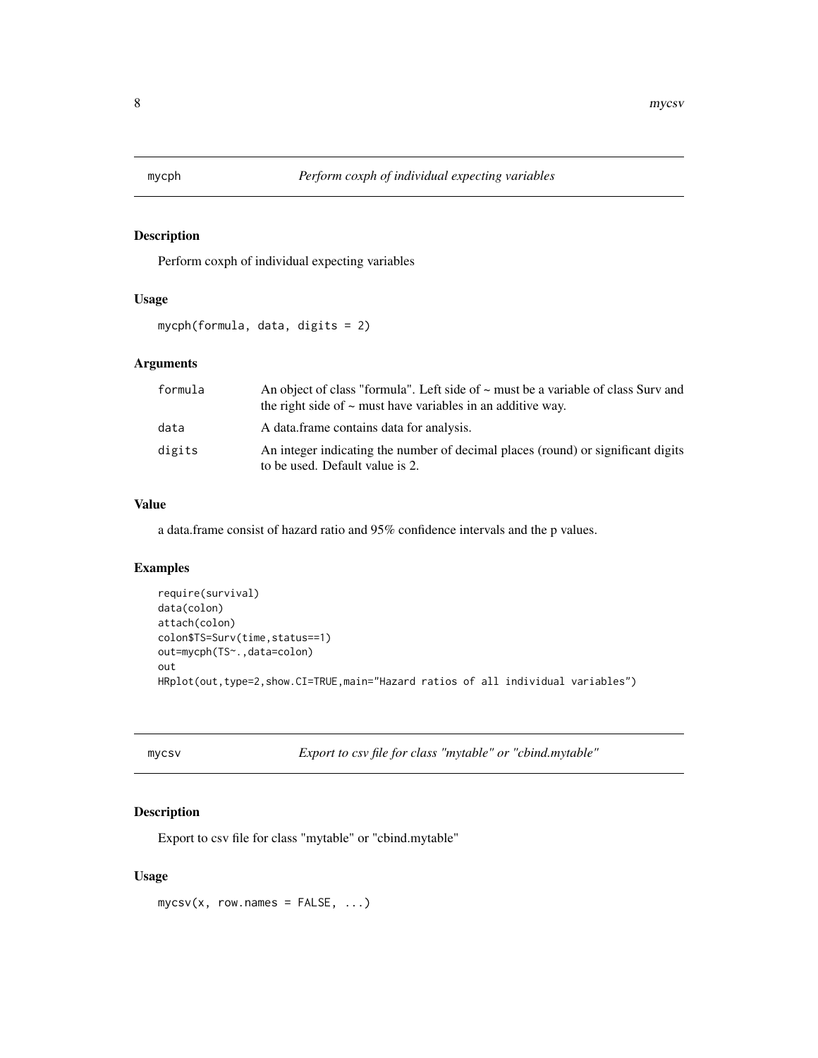## mycph — *Perform coxph of individual expecting variables*

### Description

Perform coxph of individual expecting variables

### Usage

```
mycph(formula, data, digits = 2)
```

### Arguments

| | |
|---|---|
| formula | An object of class "formula". Left side of ~ must be a variable of class Surv and the right side of ~ must have variables in an additive way. |
| data | A data.frame contains data for analysis. |
| digits | An integer indicating the number of decimal places (round) or significant digits to be used. Default value is 2. |

### Value

a data.frame consist of hazard ratio and 95% confidence intervals and the p values.

### Examples

```
require(survival)
data(colon)
attach(colon)
colon$TS=Surv(time,status==1)
out=mycph(TS~.,data=colon)
out
HRplot(out,type=2,show.CI=TRUE,main="Hazard ratios of all individual variables")
```

## mycsv — *Export to csv file for class "mytable" or "cbind.mytable"*

### Description

Export to csv file for class "mytable" or "cbind.mytable"

### Usage

```
mycsv(x, row.names = FALSE, ...)
```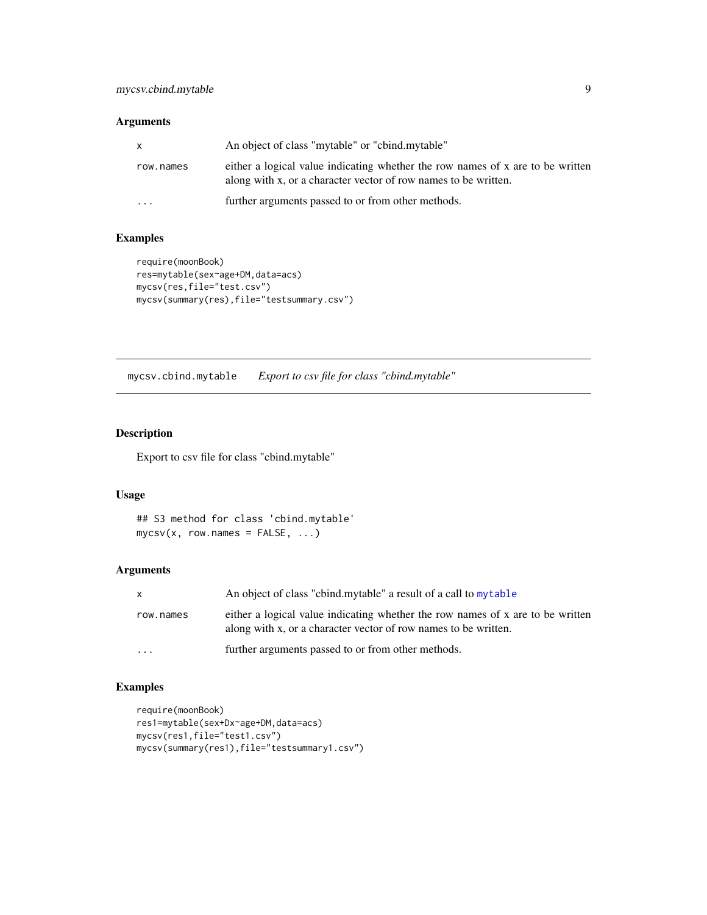### Arguments

| | |
|---|---|
| x | An object of class "mytable" or "cbind.mytable" |
| row.names | either a logical value indicating whether the row names of x are to be written along with x, or a character vector of row names to be written. |
| ... | further arguments passed to or from other methods. |

### Examples

```
require(moonBook)
res=mytable(sex~age+DM,data=acs)
mycsv(res,file="test.csv")
mycsv(summary(res),file="testsummary.csv")
```

---

## mycsv.cbind.mytable    *Export to csv file for class "cbind.mytable"*

---

### Description

Export to csv file for class "cbind.mytable"

### Usage

```
## S3 method for class 'cbind.mytable'
mycsv(x, row.names = FALSE, ...)
```

### Arguments

| | |
|---|---|
| x | An object of class "cbind.mytable" a result of a call to `mytable` |
| row.names | either a logical value indicating whether the row names of x are to be written along with x, or a character vector of row names to be written. |
| ... | further arguments passed to or from other methods. |

### Examples

```
require(moonBook)
res1=mytable(sex+Dx~age+DM,data=acs)
mycsv(res1,file="test1.csv")
mycsv(summary(res1),file="testsummary1.csv")
```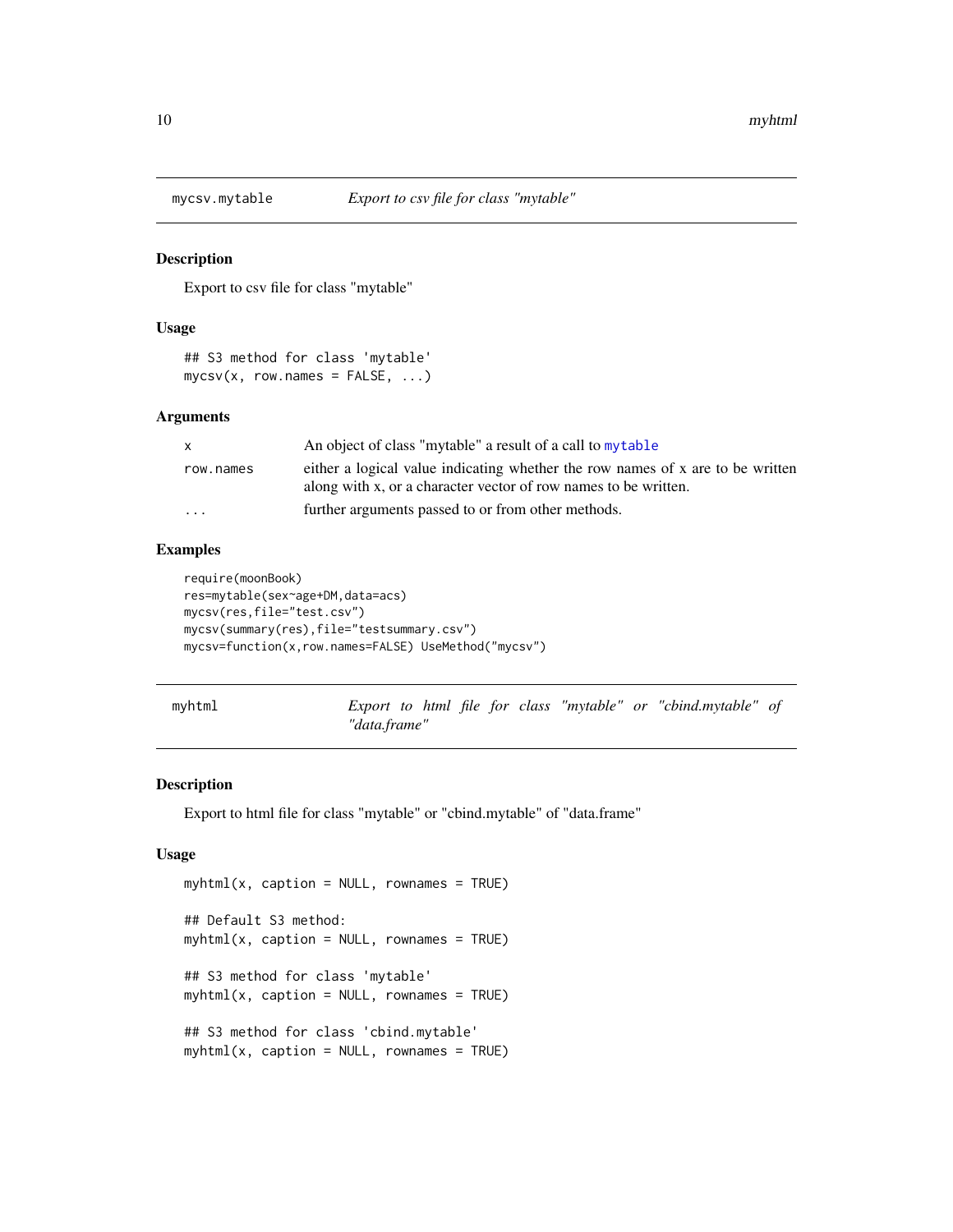## mycsv.mytable — *Export to csv file for class "mytable"*

### Description

Export to csv file for class "mytable"

### Usage

```
## S3 method for class 'mytable'
mycsv(x, row.names = FALSE, ...)
```

### Arguments

| | |
|---|---|
| `x` | An object of class "mytable" a result of a call to `mytable` |
| `row.names` | either a logical value indicating whether the row names of x are to be written along with x, or a character vector of row names to be written. |
| `...` | further arguments passed to or from other methods. |

### Examples

```
require(moonBook)
res=mytable(sex~age+DM,data=acs)
mycsv(res,file="test.csv")
mycsv(summary(res),file="testsummary.csv")
mycsv=function(x,row.names=FALSE) UseMethod("mycsv")
```

## myhtml — *Export to html file for class "mytable" or "cbind.mytable" of "data.frame"*

### Description

Export to html file for class "mytable" or "cbind.mytable" of "data.frame"

### Usage

```
myhtml(x, caption = NULL, rownames = TRUE)

## Default S3 method:
myhtml(x, caption = NULL, rownames = TRUE)

## S3 method for class 'mytable'
myhtml(x, caption = NULL, rownames = TRUE)

## S3 method for class 'cbind.mytable'
myhtml(x, caption = NULL, rownames = TRUE)
```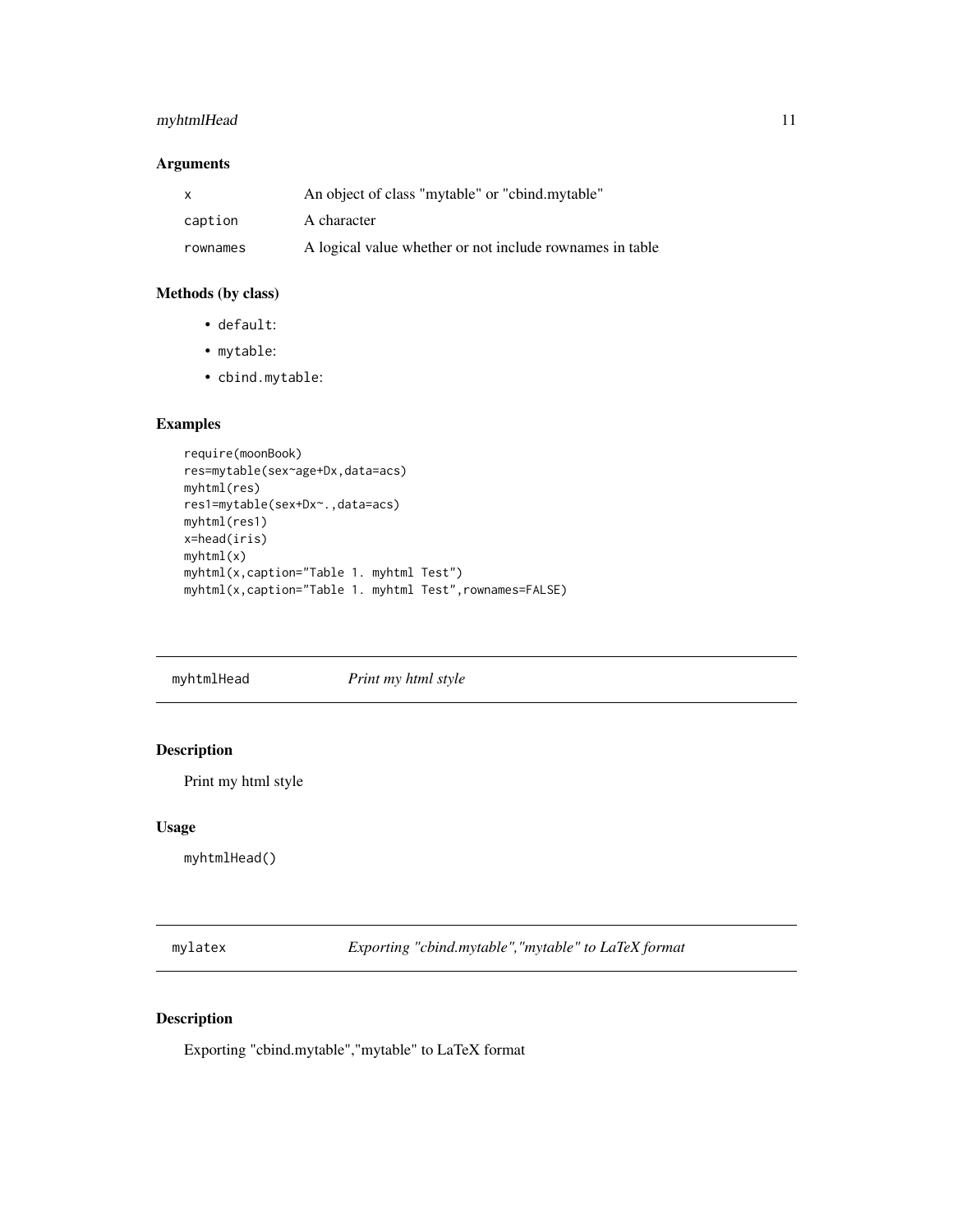### Arguments

| | |
|---|---|
| x | An object of class "mytable" or "cbind.mytable" |
| caption | A character |
| rownames | A logical value whether or not include rownames in table |

### Methods (by class)

- `default`:
- `mytable`:
- `cbind.mytable`:

### Examples

```
require(moonBook)
res=mytable(sex~age+Dx,data=acs)
myhtml(res)
res1=mytable(sex+Dx~.,data=acs)
myhtml(res1)
x=head(iris)
myhtml(x)
myhtml(x,caption="Table 1. myhtml Test")
myhtml(x,caption="Table 1. myhtml Test",rownames=FALSE)
```

---

## myhtmlHead — *Print my html style*

### Description

Print my html style

### Usage

```
myhtmlHead()
```

---

## mylatex — *Exporting "cbind.mytable","mytable" to LaTeX format*

### Description

Exporting "cbind.mytable","mytable" to LaTeX format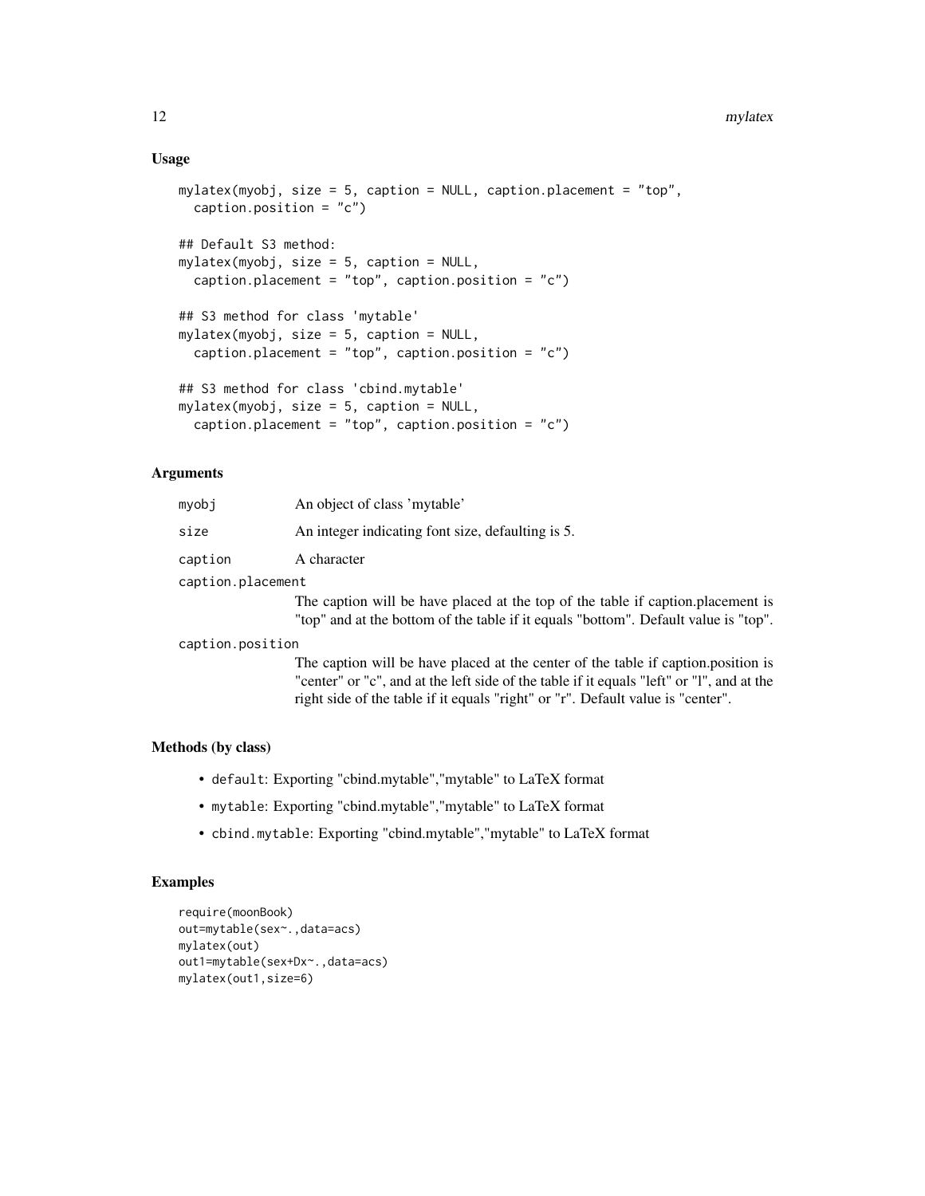## Usage

```
mylatex(myobj, size = 5, caption = NULL, caption.placement = "top",
  caption.position = "c")

## Default S3 method:
mylatex(myobj, size = 5, caption = NULL,
  caption.placement = "top", caption.position = "c")

## S3 method for class 'mytable'
mylatex(myobj, size = 5, caption = NULL,
  caption.placement = "top", caption.position = "c")

## S3 method for class 'cbind.mytable'
mylatex(myobj, size = 5, caption = NULL,
  caption.placement = "top", caption.position = "c")
```

## Arguments

| | |
|---|---|
| `myobj` | An object of class 'mytable' |
| `size` | An integer indicating font size, defaulting is 5. |
| `caption` | A character |
| `caption.placement` | The caption will be have placed at the top of the table if caption.placement is "top" and at the bottom of the table if it equals "bottom". Default value is "top". |
| `caption.position` | The caption will be have placed at the center of the table if caption.position is "center" or "c", and at the left side of the table if it equals "left" or "l", and at the right side of the table if it equals "right" or "r". Default value is "center". |

## Methods (by class)

- `default`: Exporting "cbind.mytable","mytable" to LaTeX format
- `mytable`: Exporting "cbind.mytable","mytable" to LaTeX format
- `cbind.mytable`: Exporting "cbind.mytable","mytable" to LaTeX format

## Examples

```
require(moonBook)
out=mytable(sex~.,data=acs)
mylatex(out)
out1=mytable(sex+Dx~.,data=acs)
mylatex(out1,size=6)
```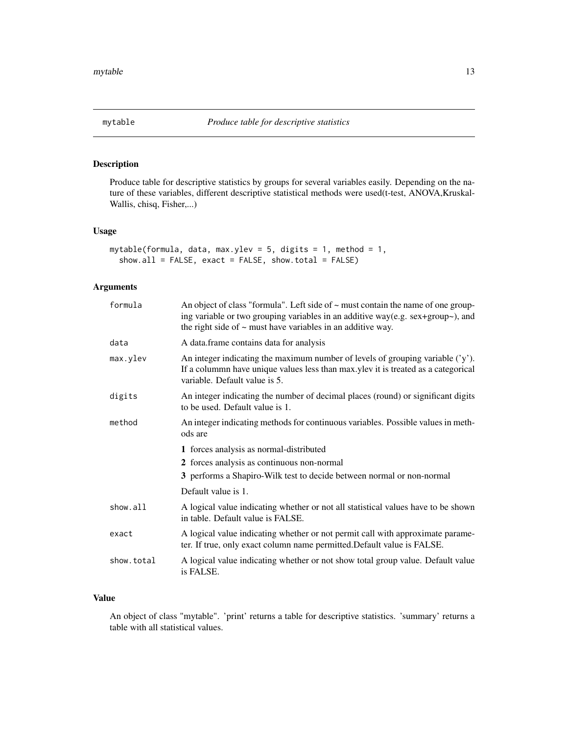## mytable — *Produce table for descriptive statistics*

### Description

Produce table for descriptive statistics by groups for several variables easily. Depending on the nature of these variables, different descriptive statistical methods were used(t-test, ANOVA,Kruskal-Wallis, chisq, Fisher,...)

### Usage

```
mytable(formula, data, max.ylev = 5, digits = 1, method = 1,
  show.all = FALSE, exact = FALSE, show.total = FALSE)
```

### Arguments

| | |
|---|---|
| `formula` | An object of class "formula". Left side of ~ must contain the name of one grouping variable or two grouping variables in an additive way(e.g. sex+group~), and the right side of ~ must have variables in an additive way. |
| `data` | A data.frame contains data for analysis |
| `max.ylev` | An integer indicating the maximum number of levels of grouping variable ('y'). If a colummn have unique values less than max.ylev it is treated as a categorical variable. Default value is 5. |
| `digits` | An integer indicating the number of decimal places (round) or significant digits to be used. Default value is 1. |
| `method` | An integer indicating methods for continuous variables. Possible values in methods are<br>**1** forces analysis as normal-distributed<br>**2** forces analysis as continuous non-normal<br>**3** performs a Shapiro-Wilk test to decide between normal or non-normal<br>Default value is 1. |
| `show.all` | A logical value indicating whether or not all statistical values have to be shown in table. Default value is FALSE. |
| `exact` | A logical value indicating whether or not permit call with approximate parameter. If true, only exact column name permitted.Default value is FALSE. |
| `show.total` | A logical value indicating whether or not show total group value. Default value is FALSE. |

### Value

An object of class "mytable". 'print' returns a table for descriptive statistics. 'summary' returns a table with all statistical values.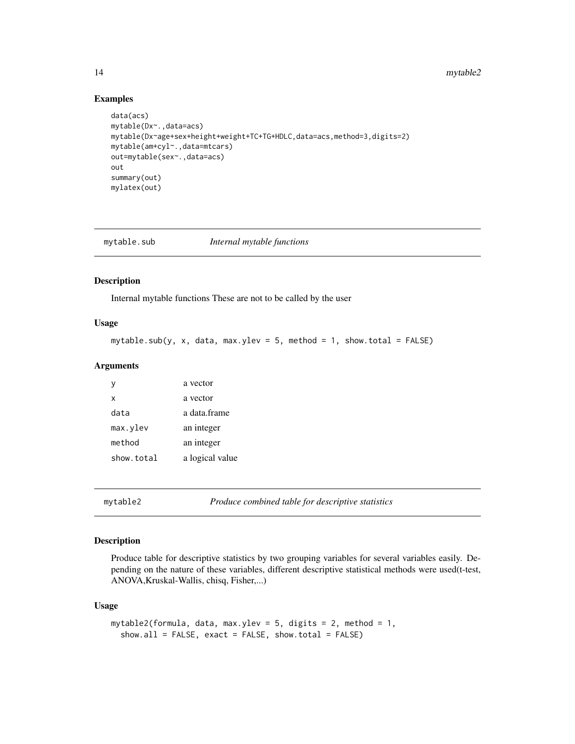### Examples

```
data(acs)
mytable(Dx~.,data=acs)
mytable(Dx~age+sex+height+weight+TC+TG+HDLC,data=acs,method=3,digits=2)
mytable(am+cyl~.,data=mtcars)
out=mytable(sex~.,data=acs)
out
summary(out)
mylatex(out)
```

## mytable.sub *Internal mytable functions*

### Description

Internal mytable functions These are not to be called by the user

### Usage

```
mytable.sub(y, x, data, max.ylev = 5, method = 1, show.total = FALSE)
```

### Arguments

| | |
|---|---|
| y | a vector |
| x | a vector |
| data | a data.frame |
| max.ylev | an integer |
| method | an integer |
| show.total | a logical value |

## mytable2 *Produce combined table for descriptive statistics*

### Description

Produce table for descriptive statistics by two grouping variables for several variables easily. Depending on the nature of these variables, different descriptive statistical methods were used(t-test, ANOVA,Kruskal-Wallis, chisq, Fisher,...)

### Usage

```
mytable2(formula, data, max.ylev = 5, digits = 2, method = 1,
  show.all = FALSE, exact = FALSE, show.total = FALSE)
```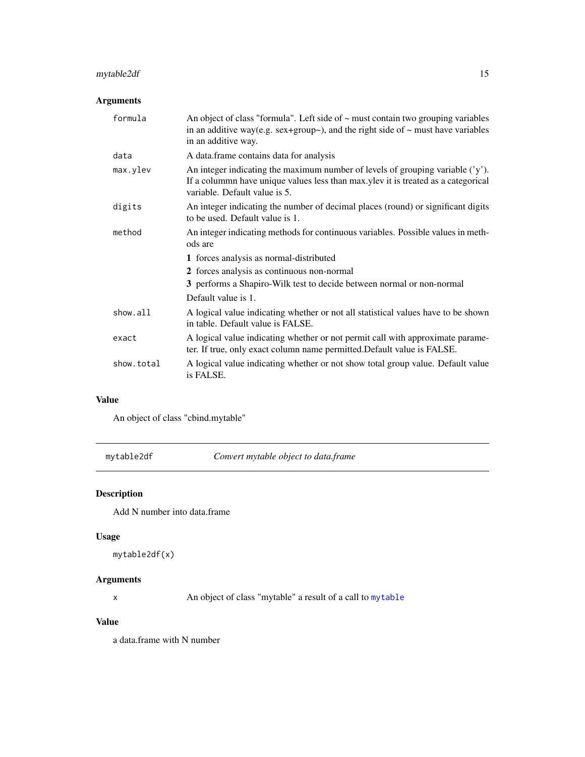## Arguments

| | |
|---|---|
| `formula` | An object of class "formula". Left side of ~ must contain two grouping variables in an additive way(e.g. sex+group~), and the right side of ~ must have variables in an additive way. |
| `data` | A data.frame contains data for analysis |
| `max.ylev` | An integer indicating the maximum number of levels of grouping variable ('y'). If a colummn have unique values less than max.ylev it is treated as a categorical variable. Default value is 5. |
| `digits` | An integer indicating the number of decimal places (round) or significant digits to be used. Default value is 1. |
| `method` | An integer indicating methods for continuous variables. Possible values in methods are<br>**1** forces analysis as normal-distributed<br>**2** forces analysis as continuous non-normal<br>**3** performs a Shapiro-Wilk test to decide between normal or non-normal<br>Default value is 1. |
| `show.all` | A logical value indicating whether or not all statistical values have to be shown in table. Default value is FALSE. |
| `exact` | A logical value indicating whether or not permit call with approximate parameter. If true, only exact column name permitted.Default value is FALSE. |
| `show.total` | A logical value indicating whether or not show total group value. Default value is FALSE. |

## Value

An object of class "cbind.mytable"

---

# mytable2df — *Convert mytable object to data.frame*

## Description

Add N number into data.frame

## Usage

```
mytable2df(x)
```

## Arguments

| | |
|---|---|
| `x` | An object of class "mytable" a result of a call to `mytable` |

## Value

a data.frame with N number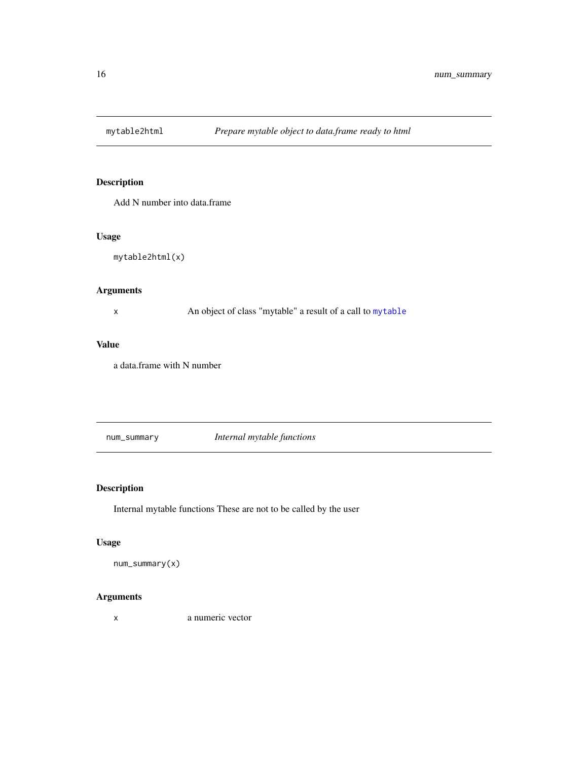## mytable2html — *Prepare mytable object to data.frame ready to html*

### Description

Add N number into data.frame

### Usage

```
mytable2html(x)
```

### Arguments

| | |
|---|---|
| x | An object of class "mytable" a result of a call to `mytable` |

### Value

a data.frame with N number

## num_summary — *Internal mytable functions*

### Description

Internal mytable functions These are not to be called by the user

### Usage

```
num_summary(x)
```

### Arguments

| | |
|---|---|
| x | a numeric vector |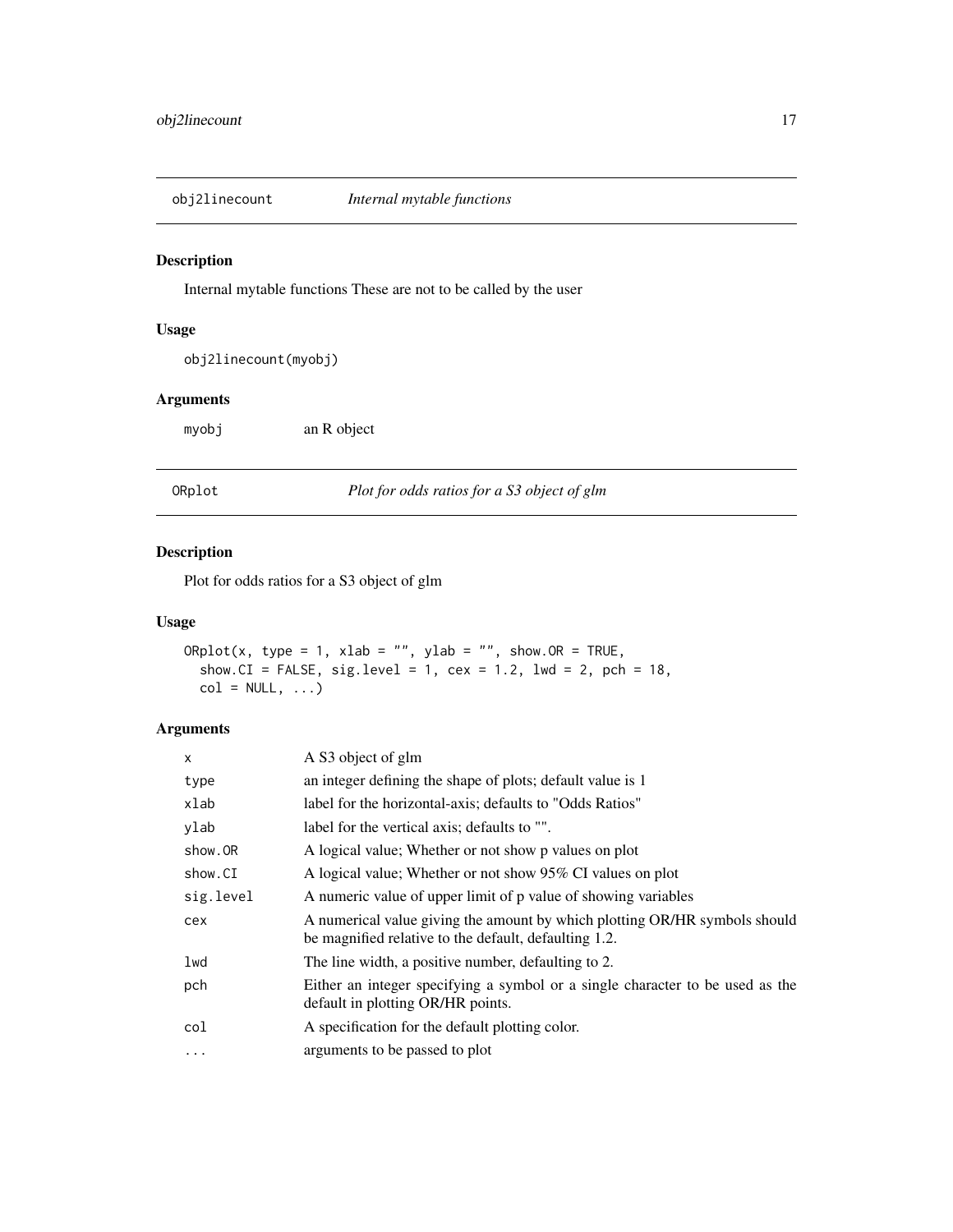## obj2linecount — *Internal mytable functions*

### Description

Internal mytable functions These are not to be called by the user

### Usage

```
obj2linecount(myobj)
```

### Arguments

| | |
|---|---|
| myobj | an R object |

## ORplot — *Plot for odds ratios for a S3 object of glm*

### Description

Plot for odds ratios for a S3 object of glm

### Usage

```
ORplot(x, type = 1, xlab = "", ylab = "", show.OR = TRUE,
  show.CI = FALSE, sig.level = 1, cex = 1.2, lwd = 2, pch = 18,
  col = NULL, ...)
```

### Arguments

| | |
|---|---|
| x | A S3 object of glm |
| type | an integer defining the shape of plots; default value is 1 |
| xlab | label for the horizontal-axis; defaults to "Odds Ratios" |
| ylab | label for the vertical axis; defaults to "". |
| show.OR | A logical value; Whether or not show p values on plot |
| show.CI | A logical value; Whether or not show 95% CI values on plot |
| sig.level | A numeric value of upper limit of p value of showing variables |
| cex | A numerical value giving the amount by which plotting OR/HR symbols should be magnified relative to the default, defaulting 1.2. |
| lwd | The line width, a positive number, defaulting to 2. |
| pch | Either an integer specifying a symbol or a single character to be used as the default in plotting OR/HR points. |
| col | A specification for the default plotting color. |
| ... | arguments to be passed to plot |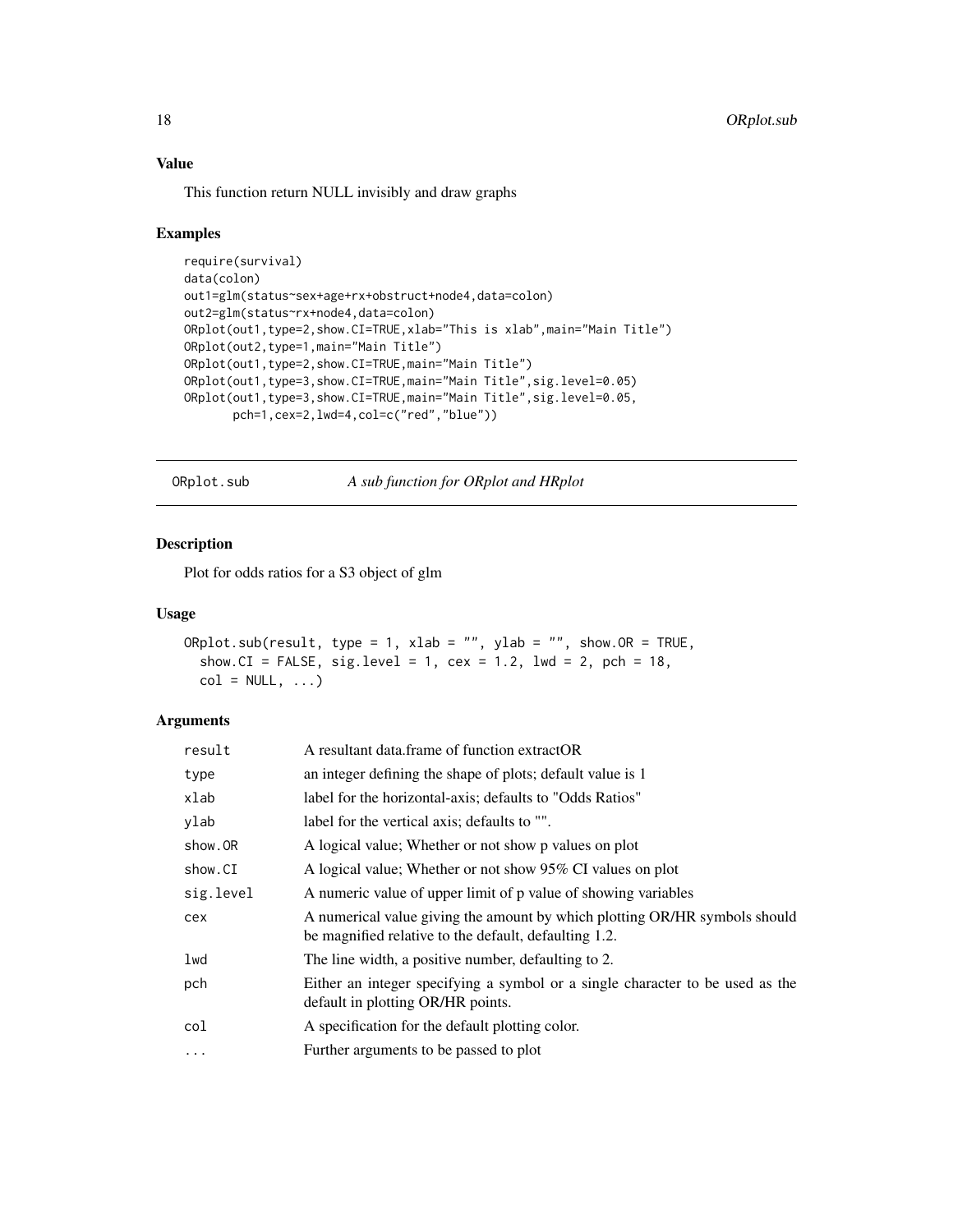## Value

This function return NULL invisibly and draw graphs

## Examples

```
require(survival)
data(colon)
out1=glm(status~sex+age+rx+obstruct+node4,data=colon)
out2=glm(status~rx+node4,data=colon)
ORplot(out1,type=2,show.CI=TRUE,xlab="This is xlab",main="Main Title")
ORplot(out2,type=1,main="Main Title")
ORplot(out1,type=2,show.CI=TRUE,main="Main Title")
ORplot(out1,type=3,show.CI=TRUE,main="Main Title",sig.level=0.05)
ORplot(out1,type=3,show.CI=TRUE,main="Main Title",sig.level=0.05,
       pch=1,cex=2,lwd=4,col=c("red","blue"))
```

---

# ORplot.sub — *A sub function for ORplot and HRplot*

---

## Description

Plot for odds ratios for a S3 object of glm

## Usage

```
ORplot.sub(result, type = 1, xlab = "", ylab = "", show.OR = TRUE,
  show.CI = FALSE, sig.level = 1, cex = 1.2, lwd = 2, pch = 18,
  col = NULL, ...)
```

## Arguments

| | |
|---|---|
| `result` | A resultant data.frame of function extractOR |
| `type` | an integer defining the shape of plots; default value is 1 |
| `xlab` | label for the horizontal-axis; defaults to "Odds Ratios" |
| `ylab` | label for the vertical axis; defaults to "". |
| `show.OR` | A logical value; Whether or not show p values on plot |
| `show.CI` | A logical value; Whether or not show 95% CI values on plot |
| `sig.level` | A numeric value of upper limit of p value of showing variables |
| `cex` | A numerical value giving the amount by which plotting OR/HR symbols should be magnified relative to the default, defaulting 1.2. |
| `lwd` | The line width, a positive number, defaulting to 2. |
| `pch` | Either an integer specifying a symbol or a single character to be used as the default in plotting OR/HR points. |
| `col` | A specification for the default plotting color. |
| `...` | Further arguments to be passed to plot |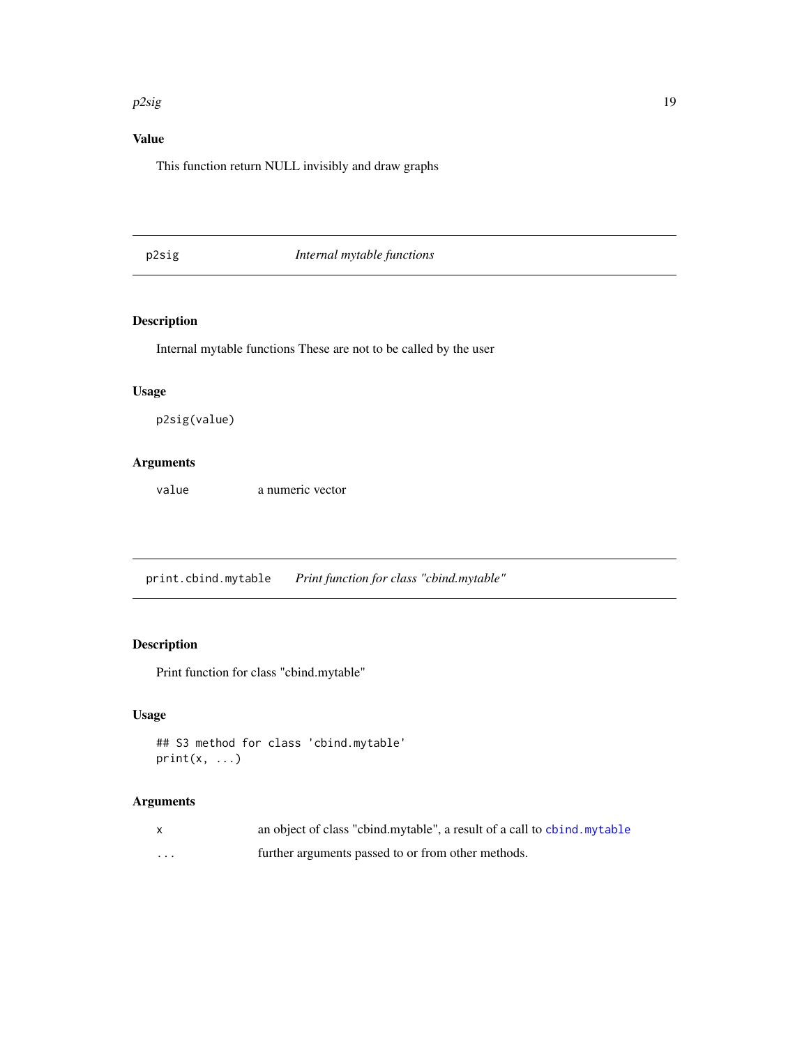### Value

This function return NULL invisibly and draw graphs

---

## p2sig — *Internal mytable functions*

---

### Description

Internal mytable functions These are not to be called by the user

### Usage

```
p2sig(value)
```

### Arguments

| | |
|---|---|
| `value` | a numeric vector |

---

## print.cbind.mytable — *Print function for class "cbind.mytable"*

---

### Description

Print function for class "cbind.mytable"

### Usage

```
## S3 method for class 'cbind.mytable'
print(x, ...)
```

### Arguments

| | |
|---|---|
| `x` | an object of class "cbind.mytable", a result of a call to `cbind.mytable` |
| `...` | further arguments passed to or from other methods. |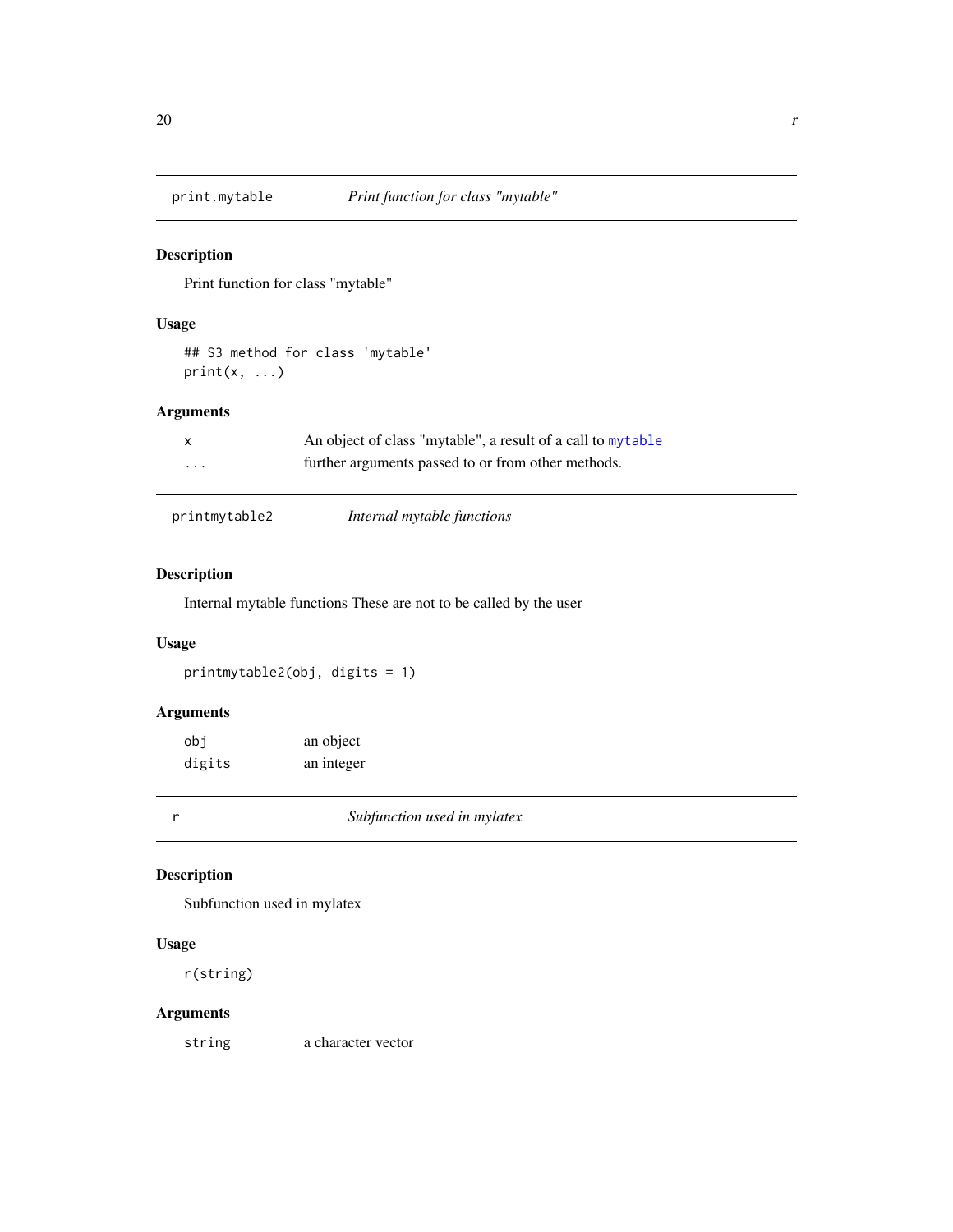## print.mytable — *Print function for class "mytable"*

### Description

Print function for class "mytable"

### Usage

```
## S3 method for class 'mytable'
print(x, ...)
```

### Arguments

| | |
|---|---|
| `x` | An object of class "mytable", a result of a call to `mytable` |
| `...` | further arguments passed to or from other methods. |

## printmytable2 — *Internal mytable functions*

### Description

Internal mytable functions These are not to be called by the user

### Usage

```
printmytable2(obj, digits = 1)
```

### Arguments

| | |
|---|---|
| `obj` | an object |
| `digits` | an integer |

## r — *Subfunction used in mylatex*

### Description

Subfunction used in mylatex

### Usage

```
r(string)
```

### Arguments

| | |
|---|---|
| `string` | a character vector |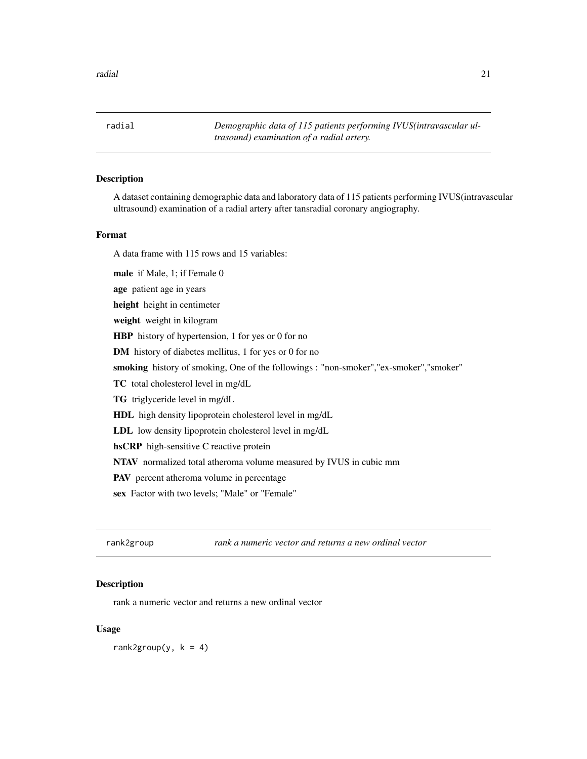## radial — *Demographic data of 115 patients performing IVUS(intravascular ultrasound) examination of a radial artery.*

### Description

A dataset containing demographic data and laboratory data of 115 patients performing IVUS(intravascular ultrasound) examination of a radial artery after tansradial coronary angiography.

### Format

A data frame with 115 rows and 15 variables:

**male** if Male, 1; if Female 0

**age** patient age in years

**height** height in centimeter

**weight** weight in kilogram

**HBP** history of hypertension, 1 for yes or 0 for no

**DM** history of diabetes mellitus, 1 for yes or 0 for no

**smoking** history of smoking, One of the followings : "non-smoker","ex-smoker","smoker"

**TC** total cholesterol level in mg/dL

**TG** triglyceride level in mg/dL

**HDL** high density lipoprotein cholesterol level in mg/dL

**LDL** low density lipoprotein cholesterol level in mg/dL

**hsCRP** high-sensitive C reactive protein

**NTAV** normalized total atheroma volume measured by IVUS in cubic mm

**PAV** percent atheroma volume in percentage

**sex** Factor with two levels; "Male" or "Female"

## rank2group — *rank a numeric vector and returns a new ordinal vector*

### Description

rank a numeric vector and returns a new ordinal vector

### Usage

```
rank2group(y, k = 4)
```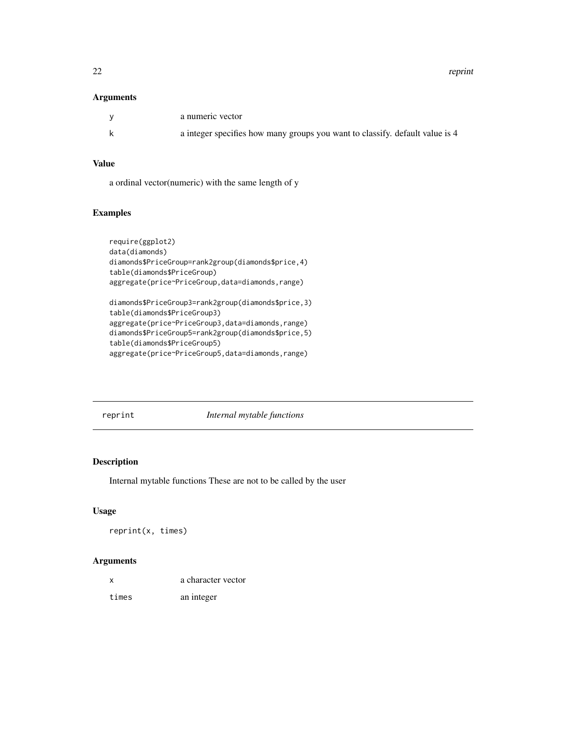## Arguments

| | |
|---|---|
| y | a numeric vector |
| k | a integer specifies how many groups you want to classify. default value is 4 |

## Value

a ordinal vector(numeric) with the same length of y

## Examples

```
require(ggplot2)
data(diamonds)
diamonds$PriceGroup=rank2group(diamonds$price,4)
table(diamonds$PriceGroup)
aggregate(price~PriceGroup,data=diamonds,range)

diamonds$PriceGroup3=rank2group(diamonds$price,3)
table(diamonds$PriceGroup3)
aggregate(price~PriceGroup3,data=diamonds,range)
diamonds$PriceGroup5=rank2group(diamonds$price,5)
table(diamonds$PriceGroup5)
aggregate(price~PriceGroup5,data=diamonds,range)
```

---

# reprint — *Internal mytable functions*

## Description

Internal mytable functions These are not to be called by the user

## Usage

```
reprint(x, times)
```

## Arguments

| | |
|---|---|
| x | a character vector |
| times | an integer |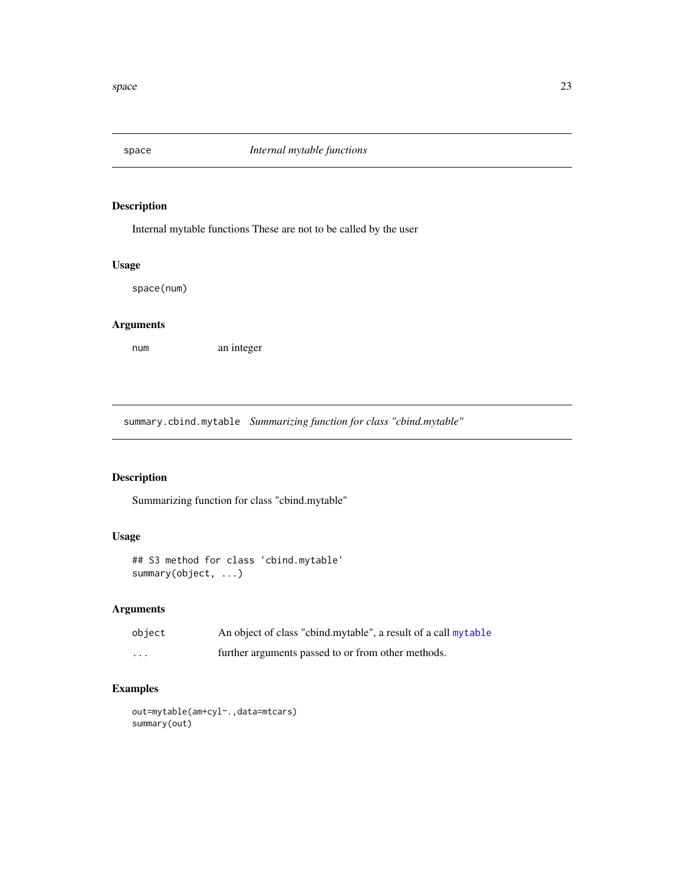## space — *Internal mytable functions*

### Description

Internal mytable functions These are not to be called by the user

### Usage

```
space(num)
```

### Arguments

| | |
|---|---|
| num | an integer |

## summary.cbind.mytable — *Summarizing function for class "cbind.mytable"*

### Description

Summarizing function for class "cbind.mytable"

### Usage

```
## S3 method for class 'cbind.mytable'
summary(object, ...)
```

### Arguments

| | |
|---|---|
| object | An object of class "cbind.mytable", a result of a call mytable |
| ... | further arguments passed to or from other methods. |

### Examples

```
out=mytable(am+cyl~.,data=mtcars)
summary(out)
```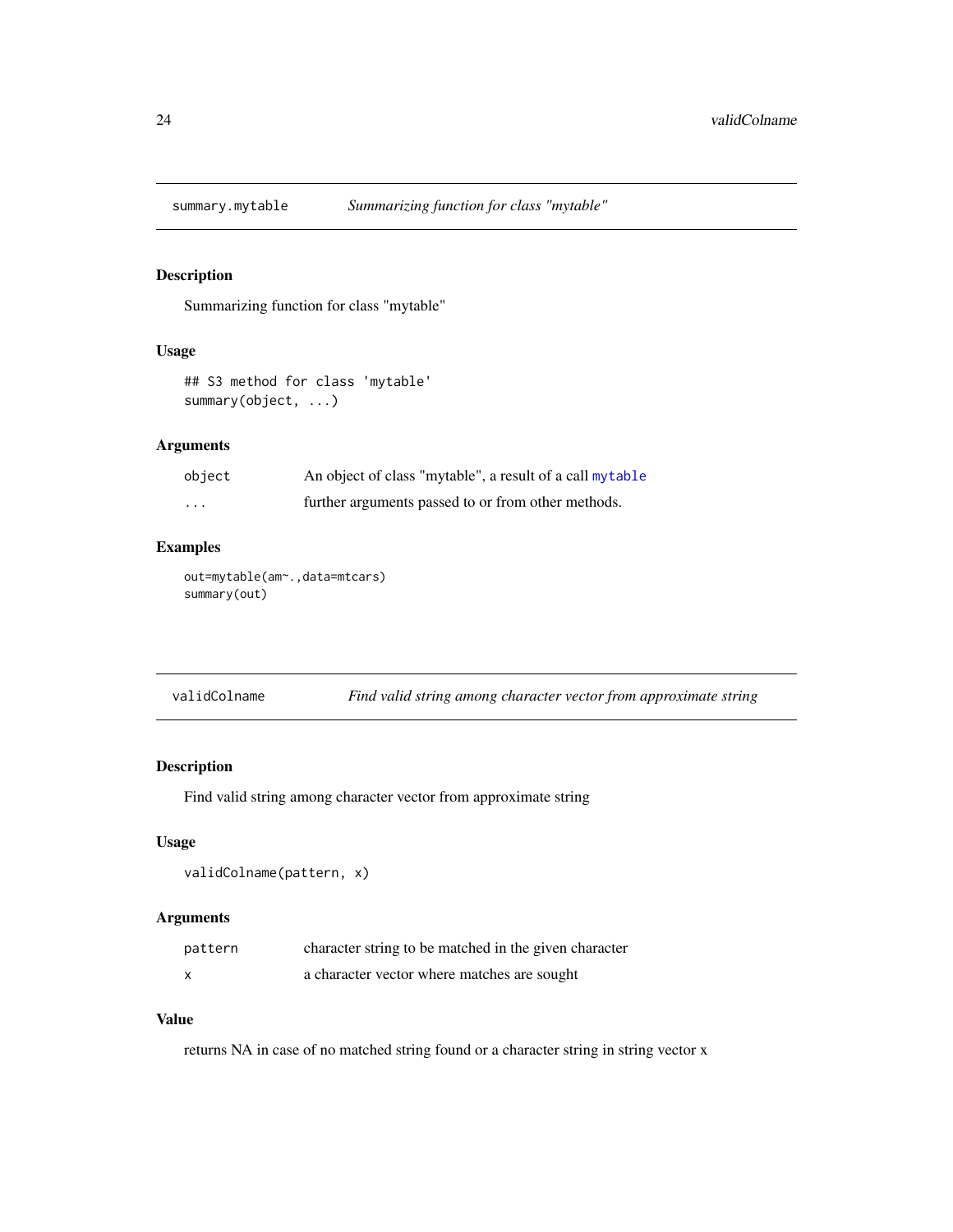## summary.mytable — *Summarizing function for class "mytable"*

### Description

Summarizing function for class "mytable"

### Usage

```
## S3 method for class 'mytable'
summary(object, ...)
```

### Arguments

| | |
|---|---|
| `object` | An object of class "mytable", a result of a call `mytable` |
| `...` | further arguments passed to or from other methods. |

### Examples

```
out=mytable(am~.,data=mtcars)
summary(out)
```

## validColname — *Find valid string among character vector from approximate string*

### Description

Find valid string among character vector from approximate string

### Usage

```
validColname(pattern, x)
```

### Arguments

| | |
|---|---|
| `pattern` | character string to be matched in the given character |
| `x` | a character vector where matches are sought |

### Value

returns NA in case of no matched string found or a character string in string vector x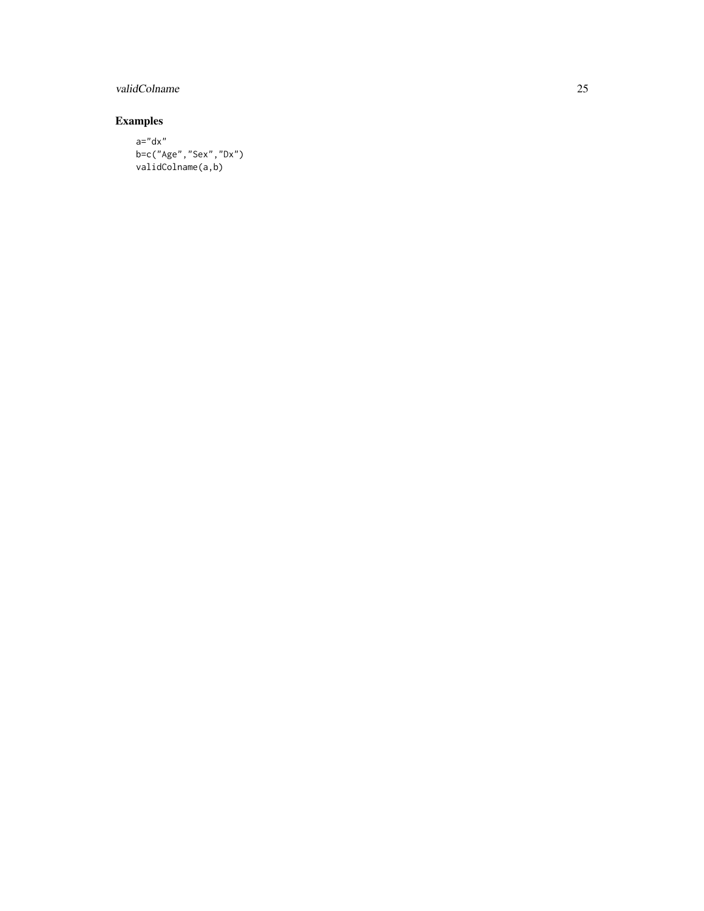## Examples

```
a="dx"
b=c("Age","Sex","Dx")
validColname(a,b)
```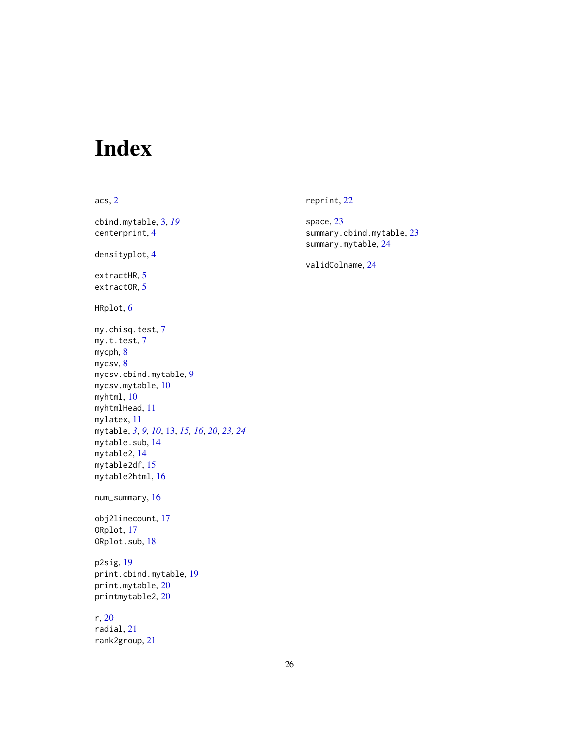# Index

acs, 2

cbind.mytable, 3, *19*
centerprint, 4

densityplot, 4

extractHR, 5
extractOR, 5

HRplot, 6

my.chisq.test, 7
my.t.test, 7
mycph, 8
mycsv, 8
mycsv.cbind.mytable, 9
mycsv.mytable, 10
myhtml, 10
myhtmlHead, 11
mylatex, 11
mytable, *3*, *9, 10*, 13, *15, 16*, *20*, *23, 24*
mytable.sub, 14
mytable2, 14
mytable2df, 15
mytable2html, 16

num_summary, 16

obj2linecount, 17
ORplot, 17
ORplot.sub, 18

p2sig, 19
print.cbind.mytable, 19
print.mytable, 20
printmytable2, 20

r, 20
radial, 21
rank2group, 21

reprint, 22

space, 23
summary.cbind.mytable, 23
summary.mytable, 24

validColname, 24